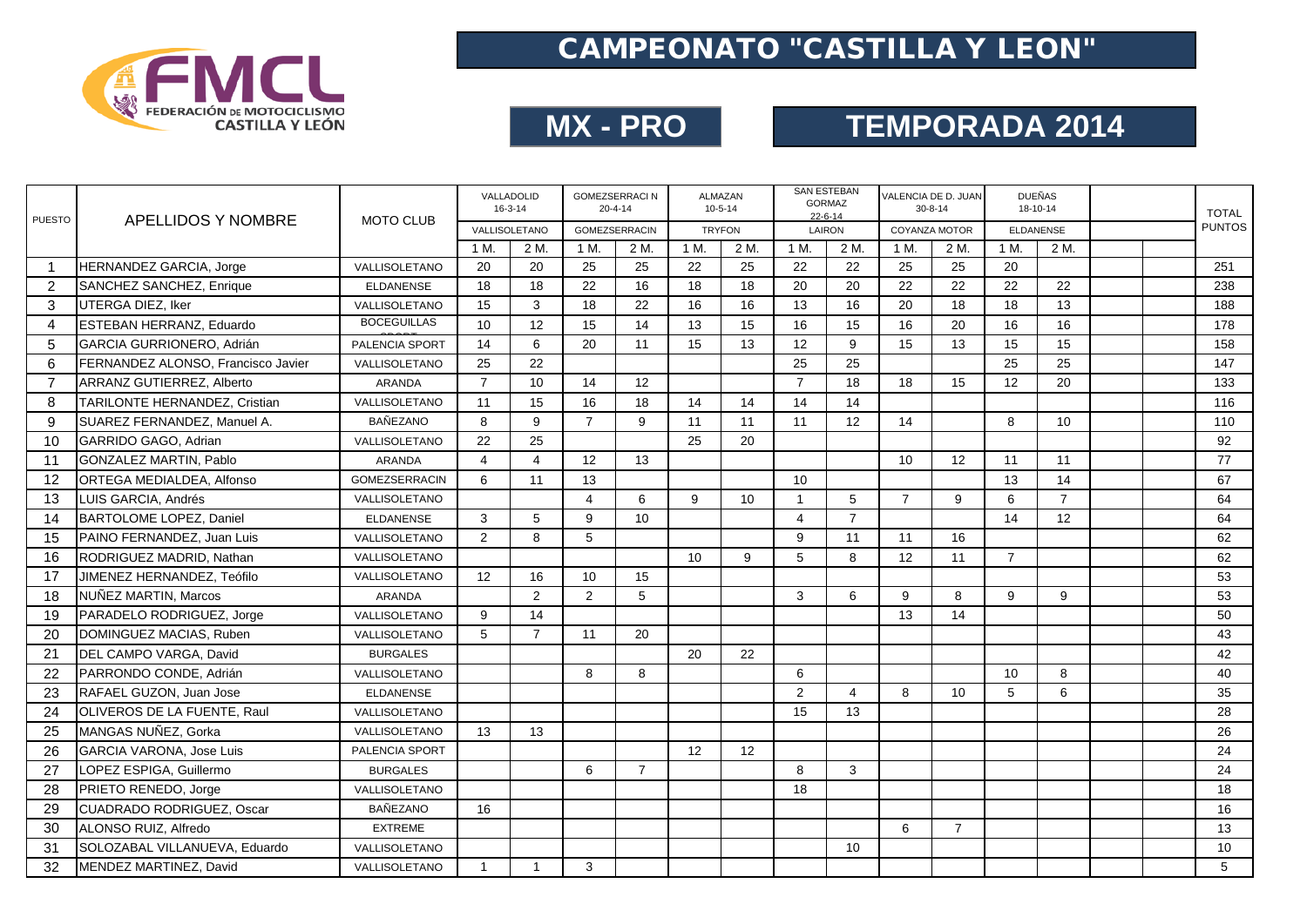# CAMPEONATO "CASTILLA Y LEON"

## MX - PRO

## TEMPORADA 2014

| PUESTO | APELLIDOS Y NOMBRE | MOTO CLUB | VALLADOLID 16-3-14 | | GOMEZSERRACI N 20-4-14 | | ALMAZAN 10-5-14 | | SAN ESTEBAN GORMAZ 22-6-14 | | VALENCIA DE D. JUAN 30-8-14 | | DUEÑAS 18-10-14 | | | | TOTAL PUNTOS |
|---|---|---|---|---|---|---|---|---|---|---|---|---|---|---|---|---|---|
| | | | VALLISOLETANO | | GOMEZSERRACIN | | TRYFON | | LAIRON | | COYANZA MOTOR | | ELDANENSE | | | | |
| | | | 1 M. | 2 M. | 1 M. | 2 M. | 1 M. | 2 M. | 1 M. | 2 M. | 1 M. | 2 M. | 1 M. | 2 M. | | | |
| 1 | HERNANDEZ GARCIA, Jorge | VALLISOLETANO | 20 | 20 | 25 | 25 | 22 | 25 | 22 | 22 | 25 | 25 | 20 | | | | 251 |
| 2 | SANCHEZ SANCHEZ, Enrique | ELDANENSE | 18 | 18 | 22 | 16 | 18 | 18 | 20 | 20 | 22 | 22 | 22 | 22 | | | 238 |
| 3 | UTERGA DIEZ, Iker | VALLISOLETANO | 15 | 3 | 18 | 22 | 16 | 16 | 13 | 16 | 20 | 18 | 18 | 13 | | | 188 |
| 4 | ESTEBAN HERRANZ, Eduardo | BOCEGUILLAS | 10 | 12 | 15 | 14 | 13 | 15 | 16 | 15 | 16 | 20 | 16 | 16 | | | 178 |
| 5 | GARCIA GURRIONERO, Adrián | PALENCIA SPORT | 14 | 6 | 20 | 11 | 15 | 13 | 12 | 9 | 15 | 13 | 15 | 15 | | | 158 |
| 6 | FERNANDEZ ALONSO, Francisco Javier | VALLISOLETANO | 25 | 22 | | | | | 25 | 25 | | | 25 | 25 | | | 147 |
| 7 | ARRANZ GUTIERREZ, Alberto | ARANDA | 7 | 10 | 14 | 12 | | | 7 | 18 | 18 | 15 | 12 | 20 | | | 133 |
| 8 | TARILONTE HERNANDEZ, Cristian | VALLISOLETANO | 11 | 15 | 16 | 18 | 14 | 14 | 14 | 14 | | | | | | | 116 |
| 9 | SUAREZ FERNANDEZ, Manuel A. | BAÑEZANO | 8 | 9 | 7 | 9 | 11 | 11 | 11 | 12 | 14 | | 8 | 10 | | | 110 |
| 10 | GARRIDO GAGO, Adrian | VALLISOLETANO | 22 | 25 | | | 25 | 20 | | | | | | | | | 92 |
| 11 | GONZALEZ MARTIN, Pablo | ARANDA | 4 | 4 | 12 | 13 | | | | | 10 | 12 | 11 | 11 | | | 77 |
| 12 | ORTEGA MEDIALDEA, Alfonso | GOMEZSERRACIN | 6 | 11 | 13 | | | | 10 | | | | 13 | 14 | | | 67 |
| 13 | LUIS GARCIA, Andrés | VALLISOLETANO | | | 4 | 6 | 9 | 10 | 1 | 5 | 7 | 9 | 6 | 7 | | | 64 |
| 14 | BARTOLOME LOPEZ, Daniel | ELDANENSE | 3 | 5 | 9 | 10 | | | 4 | 7 | | | 14 | 12 | | | 64 |
| 15 | PAINO FERNANDEZ, Juan Luis | VALLISOLETANO | 2 | 8 | 5 | | | | 9 | 11 | 11 | 16 | | | | | 62 |
| 16 | RODRIGUEZ MADRID, Nathan | VALLISOLETANO | | | | | 10 | 9 | 5 | 8 | 12 | 11 | 7 | | | | 62 |
| 17 | JIMENEZ HERNANDEZ, Teófilo | VALLISOLETANO | 12 | 16 | 10 | 15 | | | | | | | | | | | 53 |
| 18 | NUÑEZ MARTIN, Marcos | ARANDA | | 2 | 2 | 5 | | | 3 | 6 | 9 | 8 | 9 | 9 | | | 53 |
| 19 | PARADELO RODRIGUEZ, Jorge | VALLISOLETANO | 9 | 14 | | | | | | | 13 | 14 | | | | | 50 |
| 20 | DOMINGUEZ MACIAS, Ruben | VALLISOLETANO | 5 | 7 | 11 | 20 | | | | | | | | | | | 43 |
| 21 | DEL CAMPO VARGA, David | BURGALES | | | | | 20 | 22 | | | | | | | | | 42 |
| 22 | PARRONDO CONDE, Adrián | VALLISOLETANO | | | 8 | 8 | | | 6 | | | | 10 | 8 | | | 40 |
| 23 | RAFAEL GUZON, Juan Jose | ELDANENSE | | | | | | | 2 | 4 | 8 | 10 | 5 | 6 | | | 35 |
| 24 | OLIVEROS DE LA FUENTE, Raul | VALLISOLETANO | | | | | | | 15 | 13 | | | | | | | 28 |
| 25 | MANGAS NUÑEZ, Gorka | VALLISOLETANO | 13 | 13 | | | | | | | | | | | | | 26 |
| 26 | GARCIA VARONA, Jose Luis | PALENCIA SPORT | | | | | 12 | 12 | | | | | | | | | 24 |
| 27 | LOPEZ ESPIGA, Guillermo | BURGALES | | | 6 | 7 | | | 8 | 3 | | | | | | | 24 |
| 28 | PRIETO RENEDO, Jorge | VALLISOLETANO | | | | | | | 18 | | | | | | | | 18 |
| 29 | CUADRADO RODRIGUEZ, Oscar | BAÑEZANO | 16 | | | | | | | | | | | | | | 16 |
| 30 | ALONSO RUIZ, Alfredo | EXTREME | | | | | | | | | 6 | 7 | | | | | 13 |
| 31 | SOLOZABAL VILLANUEVA, Eduardo | VALLISOLETANO | | | | | | | | 10 | | | | | | | 10 |
| 32 | MENDEZ MARTINEZ, David | VALLISOLETANO | 1 | 1 | 3 | | | | | | | | | | | | 5 |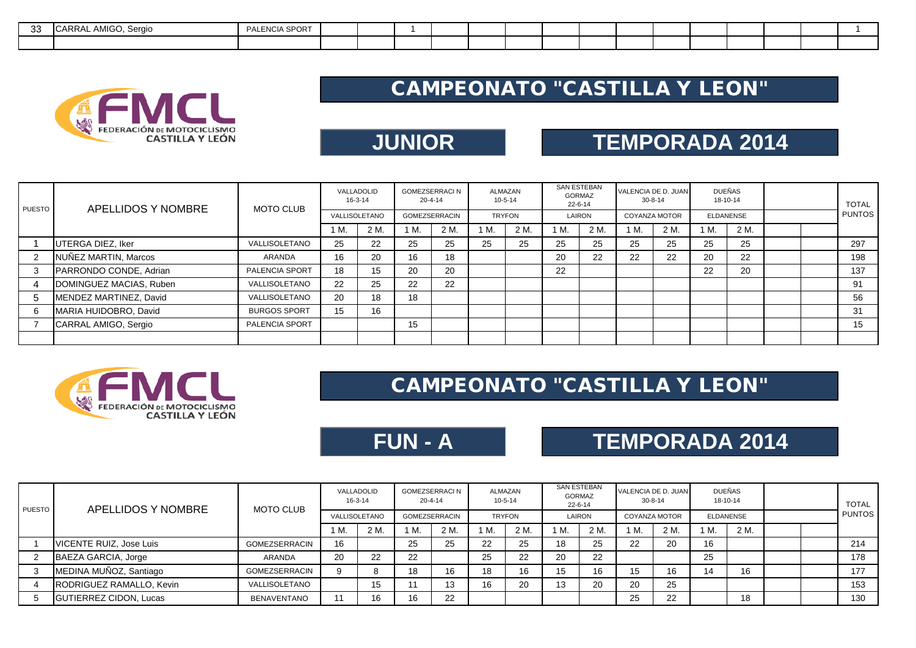| 33 | CARRAL AMIGO, Sergio | PALENCIA SPORT | | | 1 | | | | | | | | | | | | 1 |
|---|---|---|---|---|---|---|---|---|---|---|---|---|---|---|---|---|---|
| | | | | | | | | | | | | | | | | | |

# CAMPEONATO "CASTILLA Y LEON"

## JUNIOR

## TEMPORADA 2014

| PUESTO | APELLIDOS Y NOMBRE | MOTO CLUB | VALLADOLID 16-3-14 | | GOMEZSERRACIN 20-4-14 | | ALMAZAN 10-5-14 | | SAN ESTEBAN GORMAZ 22-6-14 | | VALENCIA DE D. JUAN 30-8-14 | | DUEÑAS 18-10-14 | | | | TOTAL PUNTOS |
|---|---|---|---|---|---|---|---|---|---|---|---|---|---|---|---|---|---|
| | | | VALLISOLETANO | | GOMEZSERRACIN | | TRYFON | | LAIRON | | COYANZA MOTOR | | ELDANENSE | | | | |
| | | | 1 M. | 2 M. | 1 M. | 2 M. | 1 M. | 2 M. | 1 M. | 2 M. | 1 M. | 2 M. | 1 M. | 2 M. | | | |
| 1 | UTERGA DIEZ, Iker | VALLISOLETANO | 25 | 22 | 25 | 25 | 25 | 25 | 25 | 25 | 25 | 25 | 25 | 25 | | | 297 |
| 2 | NUÑEZ MARTIN, Marcos | ARANDA | 16 | 20 | 16 | 18 | | | 20 | 22 | 22 | 22 | 20 | 22 | | | 198 |
| 3 | PARRONDO CONDE, Adrian | PALENCIA SPORT | 18 | 15 | 20 | 20 | | | 22 | | | | 22 | 20 | | | 137 |
| 4 | DOMINGUEZ MACIAS, Ruben | VALLISOLETANO | 22 | 25 | 22 | 22 | | | | | | | | | | | 91 |
| 5 | MENDEZ MARTINEZ, David | VALLISOLETANO | 20 | 18 | 18 | | | | | | | | | | | | 56 |
| 6 | MARIA HUIDOBRO, David | BURGOS SPORT | 15 | 16 | | | | | | | | | | | | | 31 |
| 7 | CARRAL AMIGO, Sergio | PALENCIA SPORT | | | 15 | | | | | | | | | | | | 15 |
| | | | | | | | | | | | | | | | | | |

# CAMPEONATO "CASTILLA Y LEON"

## FUN - A

## TEMPORADA 2014

| PUESTO | APELLIDOS Y NOMBRE | MOTO CLUB | VALLADOLID 16-3-14 | | GOMEZSERRACIN 20-4-14 | | ALMAZAN 10-5-14 | | SAN ESTEBAN GORMAZ 22-6-14 | | VALENCIA DE D. JUAN 30-8-14 | | DUEÑAS 18-10-14 | | | | TOTAL PUNTOS |
|---|---|---|---|---|---|---|---|---|---|---|---|---|---|---|---|---|---|
| | | | VALLISOLETANO | | GOMEZSERRACIN | | TRYFON | | LAIRON | | COYANZA MOTOR | | ELDANENSE | | | | |
| | | | 1 M. | 2 M. | 1 M. | 2 M. | 1 M. | 2 M. | 1 M. | 2 M. | 1 M. | 2 M. | 1 M. | 2 M. | | | |
| 1 | VICENTE RUIZ, Jose Luis | GOMEZSERRACIN | 16 | | 25 | 25 | 22 | 25 | 18 | 25 | 22 | 20 | 16 | | | | 214 |
| 2 | BAEZA GARCIA, Jorge | ARANDA | 20 | 22 | 22 | | 25 | 22 | 20 | 22 | | | 25 | | | | 178 |
| 3 | MEDINA MUÑOZ, Santiago | GOMEZSERRACIN | 9 | 8 | 18 | 16 | 18 | 16 | 15 | 16 | 15 | 16 | 14 | 16 | | | 177 |
| 4 | RODRIGUEZ RAMALLO, Kevin | VALLISOLETANO | | 15 | 11 | 13 | 16 | 20 | 13 | 20 | 20 | 25 | | | | | 153 |
| 5 | GUTIERREZ CIDON, Lucas | BENAVENTANO | 11 | 16 | 16 | 22 | | | | | 25 | 22 | | 18 | | | 130 |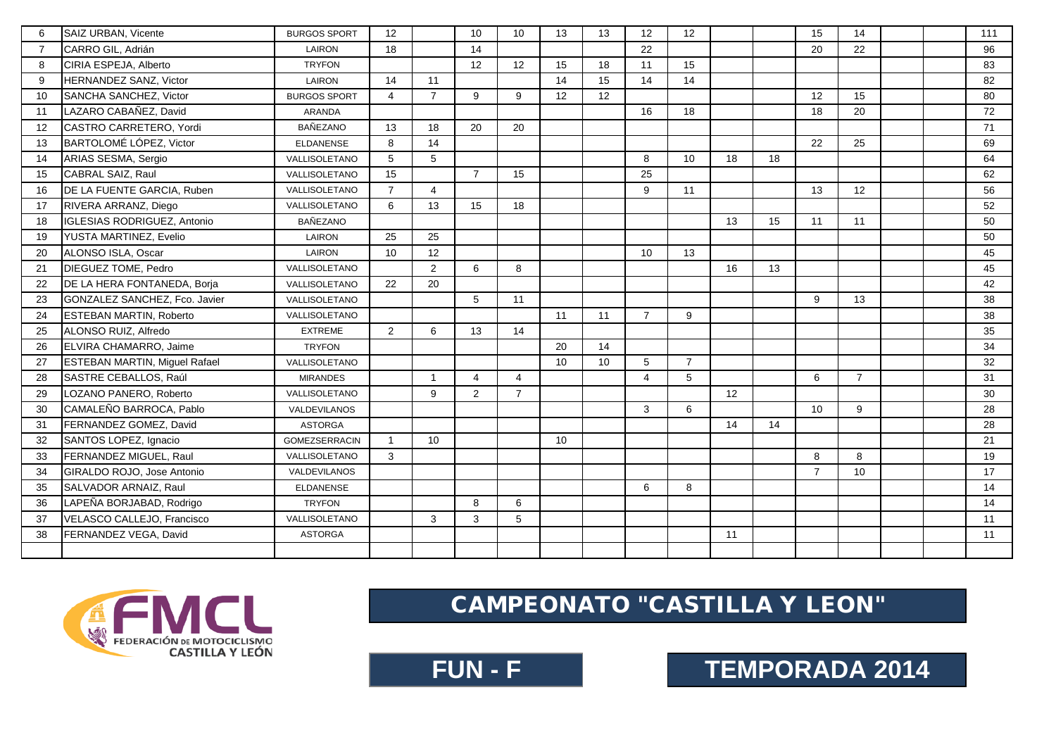| | | | | | | | | | | | | | | | | | |
|---|---|---|---|---|---|---|---|---|---|---|---|---|---|---|---|---|---|
| 6 | SAIZ URBAN, Vicente | BURGOS SPORT | 12 | | 10 | 10 | 13 | 13 | 12 | 12 | | | 15 | 14 | | | 111 |
| 7 | CARRO GIL, Adrián | LAIRON | 18 | | 14 | | | | 22 | | | | 20 | 22 | | | 96 |
| 8 | CIRIA ESPEJA, Alberto | TRYFON | | | 12 | 12 | 15 | 18 | 11 | 15 | | | | | | | 83 |
| 9 | HERNANDEZ SANZ, Victor | LAIRON | 14 | 11 | | | 14 | 15 | 14 | 14 | | | | | | | 82 |
| 10 | SANCHA SANCHEZ, Victor | BURGOS SPORT | 4 | 7 | 9 | 9 | 12 | 12 | | | | | 12 | 15 | | | 80 |
| 11 | LAZARO CABAÑEZ, David | ARANDA | | | | | | | 16 | 18 | | | 18 | 20 | | | 72 |
| 12 | CASTRO CARRETERO, Yordi | BAÑEZANO | 13 | 18 | 20 | 20 | | | | | | | | | | | 71 |
| 13 | BARTOLOMÉ LÓPEZ, Victor | ELDANENSE | 8 | 14 | | | | | | | | | 22 | 25 | | | 69 |
| 14 | ARIAS SESMA, Sergio | VALLISOLETANO | 5 | 5 | | | | | 8 | 10 | 18 | 18 | | | | | 64 |
| 15 | CABRAL SAIZ, Raul | VALLISOLETANO | 15 | | 7 | 15 | | | 25 | | | | | | | | 62 |
| 16 | DE LA FUENTE GARCIA, Ruben | VALLISOLETANO | 7 | 4 | | | | | 9 | 11 | | | 13 | 12 | | | 56 |
| 17 | RIVERA ARRANZ, Diego | VALLISOLETANO | 6 | 13 | 15 | 18 | | | | | | | | | | | 52 |
| 18 | IGLESIAS RODRIGUEZ, Antonio | BAÑEZANO | | | | | | | | | 13 | 15 | 11 | 11 | | | 50 |
| 19 | YUSTA MARTINEZ, Evelio | LAIRON | 25 | 25 | | | | | | | | | | | | | 50 |
| 20 | ALONSO ISLA, Oscar | LAIRON | 10 | 12 | | | | | 10 | 13 | | | | | | | 45 |
| 21 | DIEGUEZ TOME, Pedro | VALLISOLETANO | | 2 | 6 | 8 | | | | | 16 | 13 | | | | | 45 |
| 22 | DE LA HERA FONTANEDA, Borja | VALLISOLETANO | 22 | 20 | | | | | | | | | | | | | 42 |
| 23 | GONZALEZ SANCHEZ, Fco. Javier | VALLISOLETANO | | | 5 | 11 | | | | | | | 9 | 13 | | | 38 |
| 24 | ESTEBAN MARTIN, Roberto | VALLISOLETANO | | | | | 11 | 11 | 7 | 9 | | | | | | | 38 |
| 25 | ALONSO RUIZ, Alfredo | EXTREME | 2 | 6 | 13 | 14 | | | | | | | | | | | 35 |
| 26 | ELVIRA CHAMARRO, Jaime | TRYFON | | | | | 20 | 14 | | | | | | | | | 34 |
| 27 | ESTEBAN MARTIN, Miguel Rafael | VALLISOLETANO | | | | | 10 | 10 | 5 | 7 | | | | | | | 32 |
| 28 | SASTRE CEBALLOS, Raúl | MIRANDES | | 1 | 4 | 4 | | | 4 | 5 | | | 6 | 7 | | | 31 |
| 29 | LOZANO PANERO, Roberto | VALLISOLETANO | | 9 | 2 | 7 | | | | | 12 | | | | | | 30 |
| 30 | CAMALEÑO BARROCA, Pablo | VALDEVILANOS | | | | | | | 3 | 6 | | | 10 | 9 | | | 28 |
| 31 | FERNANDEZ GOMEZ, David | ASTORGA | | | | | | | | | 14 | 14 | | | | | 28 |
| 32 | SANTOS LOPEZ, Ignacio | GOMEZSERRACIN | 1 | 10 | | | 10 | | | | | | | | | | 21 |
| 33 | FERNANDEZ MIGUEL, Raul | VALLISOLETANO | 3 | | | | | | | | | | 8 | 8 | | | 19 |
| 34 | GIRALDO ROJO, Jose Antonio | VALDEVILANOS | | | | | | | | | | | 7 | 10 | | | 17 |
| 35 | SALVADOR ARNAIZ, Raul | ELDANENSE | | | | | | | 6 | 8 | | | | | | | 14 |
| 36 | LAPEÑA BORJABAD, Rodrigo | TRYFON | | | 8 | 6 | | | | | | | | | | | 14 |
| 37 | VELASCO CALLEJO, Francisco | VALLISOLETANO | | 3 | 3 | 5 | | | | | | | | | | | 11 |
| 38 | FERNANDEZ VEGA, David | ASTORGA | | | | | | | | | 11 | | | | | | 11 |

FMCL FEDERACIÓN DE MOTOCICLISMO CASTILLA Y LEÓN

# CAMPEONATO "CASTILLA Y LEON"

## FUN - F

## TEMPORADA 2014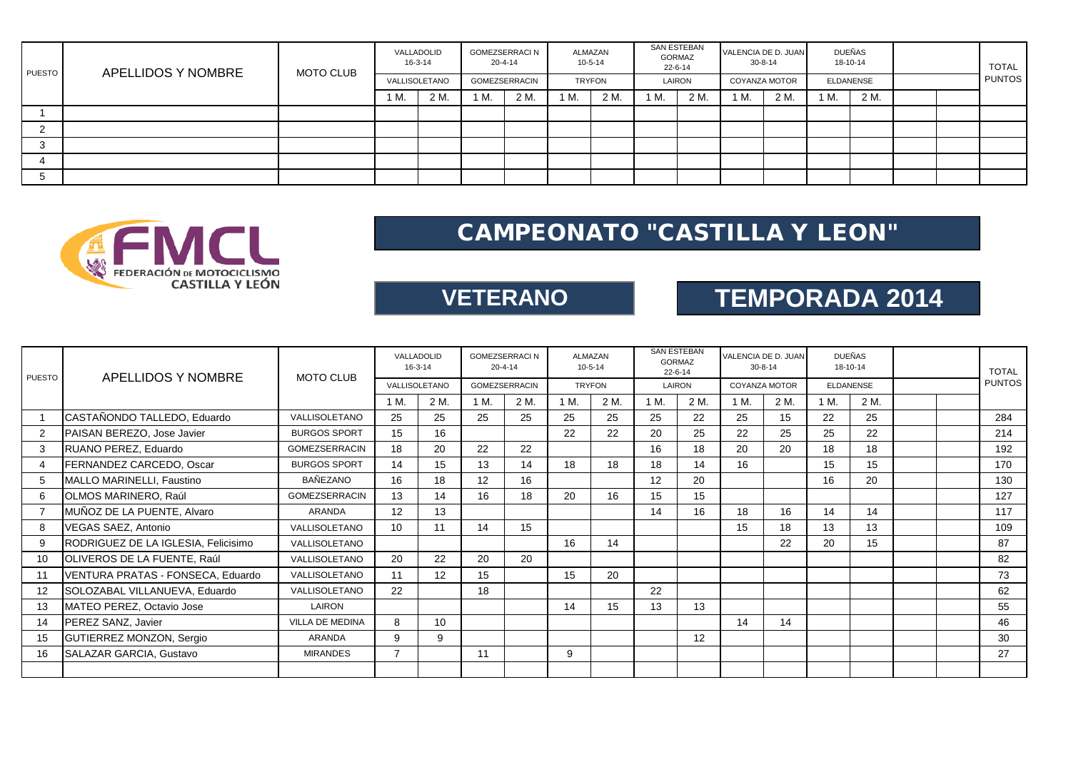| PUESTO | APELLIDOS Y NOMBRE | MOTO CLUB | VALLADOLID 16-3-14 | | GOMEZSERRACI N 20-4-14 | | ALMAZAN 10-5-14 | | SAN ESTEBAN GORMAZ 22-6-14 | | VALENCIA DE D. JUAN 30-8-14 | | DUEÑAS 18-10-14 | | | | TOTAL PUNTOS |
|---|---|---|---|---|---|---|---|---|---|---|---|---|---|---|---|---|---|
| | | | VALLISOLETANO | | GOMEZSERRACIN | | TRYFON | | LAIRON | | COYANZA MOTOR | | ELDANENSE | | | | |
| | | | 1 M. | 2 M. | 1 M. | 2 M. | 1 M. | 2 M. | 1 M. | 2 M. | 1 M. | 2 M. | 1 M. | 2 M. | | | |
| 1 | | | | | | | | | | | | | | | | | |
| 2 | | | | | | | | | | | | | | | | | |
| 3 | | | | | | | | | | | | | | | | | |
| 4 | | | | | | | | | | | | | | | | | |
| 5 | | | | | | | | | | | | | | | | | |

# CAMPEONATO "CASTILLA Y LEON"

## VETERANO

## TEMPORADA 2014

| PUESTO | APELLIDOS Y NOMBRE | MOTO CLUB | VALLADOLID 16-3-14 | | GOMEZSERRACI N 20-4-14 | | ALMAZAN 10-5-14 | | SAN ESTEBAN GORMAZ 22-6-14 | | VALENCIA DE D. JUAN 30-8-14 | | DUEÑAS 18-10-14 | | | | TOTAL PUNTOS |
|---|---|---|---|---|---|---|---|---|---|---|---|---|---|---|---|---|---|
| | | | VALLISOLETANO | | GOMEZSERRACIN | | TRYFON | | LAIRON | | COYANZA MOTOR | | ELDANENSE | | | | |
| | | | 1 M. | 2 M. | 1 M. | 2 M. | 1 M. | 2 M. | 1 M. | 2 M. | 1 M. | 2 M. | 1 M. | 2 M. | | | |
| 1 | CASTAÑONDO TALLEDO, Eduardo | VALLISOLETANO | 25 | 25 | 25 | 25 | 25 | 25 | 25 | 22 | 25 | 15 | 22 | 25 | | | 284 |
| 2 | PAISAN BEREZO, Jose Javier | BURGOS SPORT | 15 | 16 | | | 22 | 22 | 20 | 25 | 22 | 25 | 25 | 22 | | | 214 |
| 3 | RUANO PEREZ, Eduardo | GOMEZSERRACIN | 18 | 20 | 22 | 22 | | | 16 | 18 | 20 | 20 | 18 | 18 | | | 192 |
| 4 | FERNANDEZ CARCEDO, Oscar | BURGOS SPORT | 14 | 15 | 13 | 14 | 18 | 18 | 18 | 14 | 16 | | 15 | 15 | | | 170 |
| 5 | MALLO MARINELLI, Faustino | BAÑEZANO | 16 | 18 | 12 | 16 | | | 12 | 20 | | | 16 | 20 | | | 130 |
| 6 | OLMOS MARINERO, Raúl | GOMEZSERRACIN | 13 | 14 | 16 | 18 | 20 | 16 | 15 | 15 | | | | | | | 127 |
| 7 | MUÑOZ DE LA PUENTE, Alvaro | ARANDA | 12 | 13 | | | | | 14 | 16 | 18 | 16 | 14 | 14 | | | 117 |
| 8 | VEGAS SAEZ, Antonio | VALLISOLETANO | 10 | 11 | 14 | 15 | | | | | 15 | 18 | 13 | 13 | | | 109 |
| 9 | RODRIGUEZ DE LA IGLESIA, Felicisimo | VALLISOLETANO | | | | | 16 | 14 | | | | 22 | 20 | 15 | | | 87 |
| 10 | OLIVEROS DE LA FUENTE, Raúl | VALLISOLETANO | 20 | 22 | 20 | 20 | | | | | | | | | | | 82 |
| 11 | VENTURA PRATAS - FONSECA, Eduardo | VALLISOLETANO | 11 | 12 | 15 | | 15 | 20 | | | | | | | | | 73 |
| 12 | SOLOZABAL VILLANUEVA, Eduardo | VALLISOLETANO | 22 | | 18 | | | | 22 | | | | | | | | 62 |
| 13 | MATEO PEREZ, Octavio Jose | LAIRON | | | | | 14 | 15 | 13 | 13 | | | | | | | 55 |
| 14 | PEREZ SANZ, Javier | VILLA DE MEDINA | 8 | 10 | | | | | | | 14 | 14 | | | | | 46 |
| 15 | GUTIERREZ MONZON, Sergio | ARANDA | 9 | 9 | | | | | | 12 | | | | | | | 30 |
| 16 | SALAZAR GARCIA, Gustavo | MIRANDES | 7 | | 11 | | 9 | | | | | | | | | | 27 |
| | | | | | | | | | | | | | | | | | |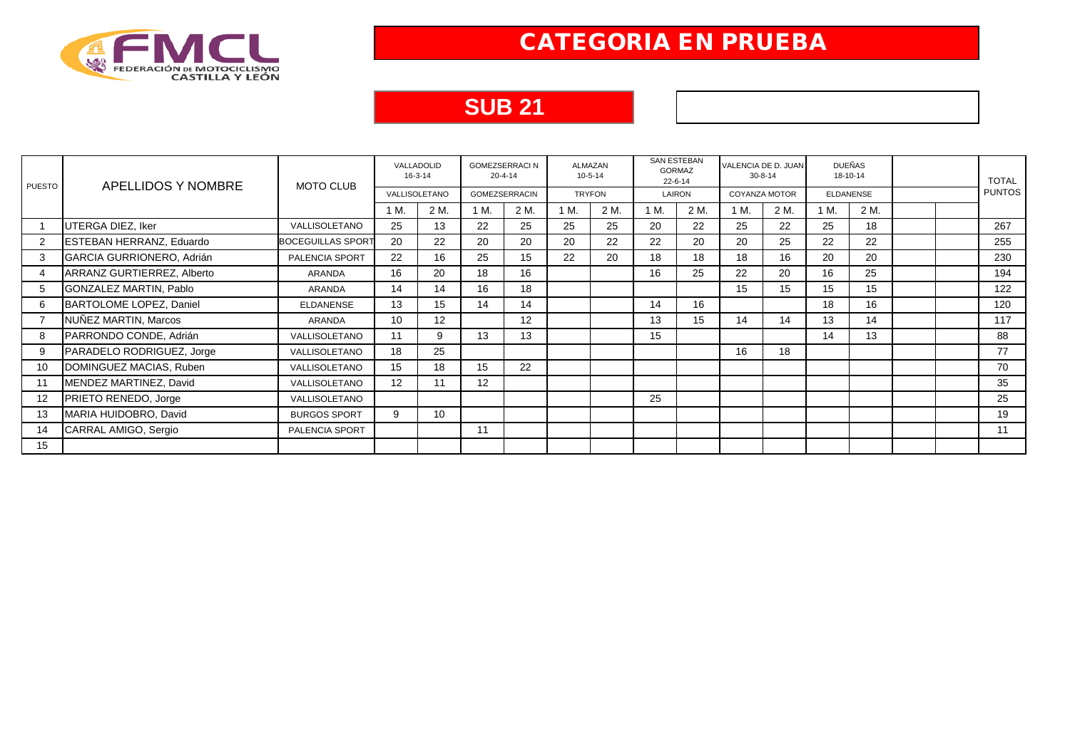FMCL FEDERACIÓN DE MOTOCICLISMO CASTILLA Y LEÓN

# CATEGORIA EN PRUEBA

## SUB 21

| PUESTO | APELLIDOS Y NOMBRE | MOTO CLUB | VALLADOLID 16-3-14 | | GOMEZSERRACIN 20-4-14 | | ALMAZAN 10-5-14 | | SAN ESTEBAN GORMAZ 22-6-14 | | VALENCIA DE D. JUAN 30-8-14 | | DUEÑAS 18-10-14 | | | | TOTAL PUNTOS |
|---|---|---|---|---|---|---|---|---|---|---|---|---|---|---|---|---|---|
| | | | VALLISOLETANO | | GOMEZSERRACIN | | TRYFON | | LAIRON | | COYANZA MOTOR | | ELDANENSE | | | | |
| | | | 1 M. | 2 M. | 1 M. | 2 M. | 1 M. | 2 M. | 1 M. | 2 M. | 1 M. | 2 M. | 1 M. | 2 M. | | | |
| 1 | UTERGA DIEZ, Iker | VALLISOLETANO | 25 | 13 | 22 | 25 | 25 | 25 | 20 | 22 | 25 | 22 | 25 | 18 | | | 267 |
| 2 | ESTEBAN HERRANZ, Eduardo | BOCEGUILLAS SPORT | 20 | 22 | 20 | 20 | 20 | 22 | 22 | 20 | 20 | 25 | 22 | 22 | | | 255 |
| 3 | GARCIA GURRIONERO, Adrián | PALENCIA SPORT | 22 | 16 | 25 | 15 | 22 | 20 | 18 | 18 | 18 | 16 | 20 | 20 | | | 230 |
| 4 | ARRANZ GURTIERREZ, Alberto | ARANDA | 16 | 20 | 18 | 16 | | | 16 | 25 | 22 | 20 | 16 | 25 | | | 194 |
| 5 | GONZALEZ MARTIN, Pablo | ARANDA | 14 | 14 | 16 | 18 | | | | | 15 | 15 | 15 | 15 | | | 122 |
| 6 | BARTOLOME LOPEZ, Daniel | ELDANENSE | 13 | 15 | 14 | 14 | | | 14 | 16 | | | 18 | 16 | | | 120 |
| 7 | NUÑEZ MARTIN, Marcos | ARANDA | 10 | 12 | | 12 | | | 13 | 15 | 14 | 14 | 13 | 14 | | | 117 |
| 8 | PARRONDO CONDE, Adrián | VALLISOLETANO | 11 | 9 | 13 | 13 | | | 15 | | | | 14 | 13 | | | 88 |
| 9 | PARADELO RODRIGUEZ, Jorge | VALLISOLETANO | 18 | 25 | | | | | | | 16 | 18 | | | | | 77 |
| 10 | DOMINGUEZ MACIAS, Ruben | VALLISOLETANO | 15 | 18 | 15 | 22 | | | | | | | | | | | 70 |
| 11 | MENDEZ MARTINEZ, David | VALLISOLETANO | 12 | 11 | 12 | | | | | | | | | | | | 35 |
| 12 | PRIETO RENEDO, Jorge | VALLISOLETANO | | | | | | | 25 | | | | | | | | 25 |
| 13 | MARIA HUIDOBRO, David | BURGOS SPORT | 9 | 10 | | | | | | | | | | | | | 19 |
| 14 | CARRAL AMIGO, Sergio | PALENCIA SPORT | | | 11 | | | | | | | | | | | | 11 |
| 15 | | | | | | | | | | | | | | | | | |